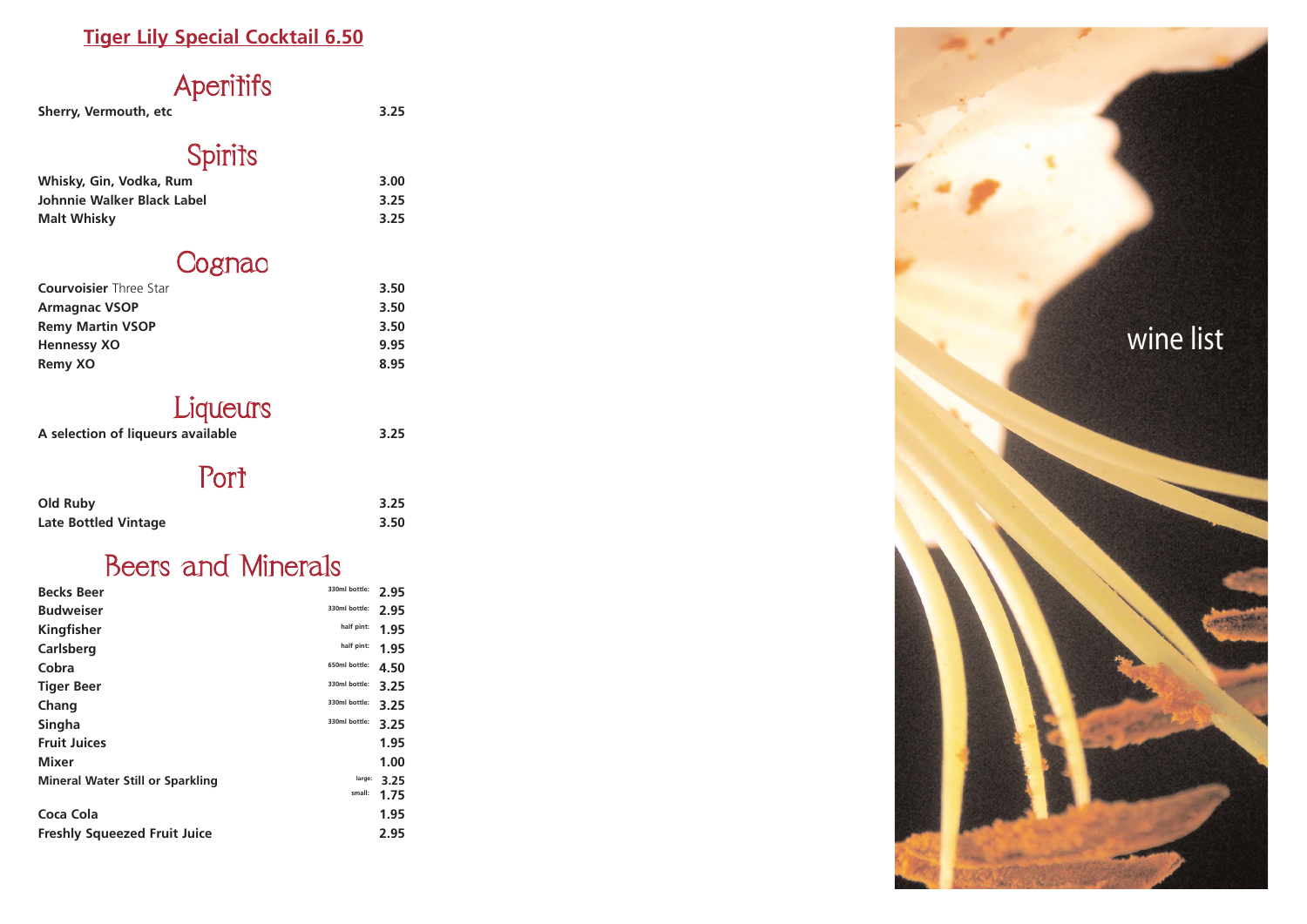**Tiger Lily Special Cocktail 6.50**

## Aperitifs

| | |
|---|---|
| **Sherry, Vermouth, etc** | **3.25** |

## Spirits

| | |
|---|---|
| **Whisky, Gin, Vodka, Rum** | **3.00** |
| **Johnnie Walker Black Label** | **3.25** |
| **Malt Whisky** | **3.25** |

## Cognac

| | |
|---|---|
| **Courvoisier** Three Star | **3.50** |
| **Armagnac VSOP** | **3.50** |
| **Remy Martin VSOP** | **3.50** |
| **Hennessy XO** | **9.95** |
| **Remy XO** | **8.95** |

## Liqueurs

| | |
|---|---|
| **A selection of liqueurs available** | **3.25** |

## Port

| | |
|---|---|
| **Old Ruby** | **3.25** |
| **Late Bottled Vintage** | **3.50** |

## Beers and Minerals

| | | |
|---|---|---|
| **Becks Beer** | 330ml bottle: | **2.95** |
| **Budweiser** | 330ml bottle: | **2.95** |
| **Kingfisher** | half pint: | **1.95** |
| **Carlsberg** | half pint: | **1.95** |
| **Cobra** | 650ml bottle: | **4.50** |
| **Tiger Beer** | 330ml bottle: | **3.25** |
| **Chang** | 330ml bottle: | **3.25** |
| **Singha** | 330ml bottle: | **3.25** |
| **Fruit Juices** | | **1.95** |
| **Mixer** | | **1.00** |
| **Mineral Water Still or Sparkling** | large: | **3.25** |
| | small: | **1.75** |
| **Coca Cola** | | **1.95** |
| **Freshly Squeezed Fruit Juice** | | **2.95** |

wine list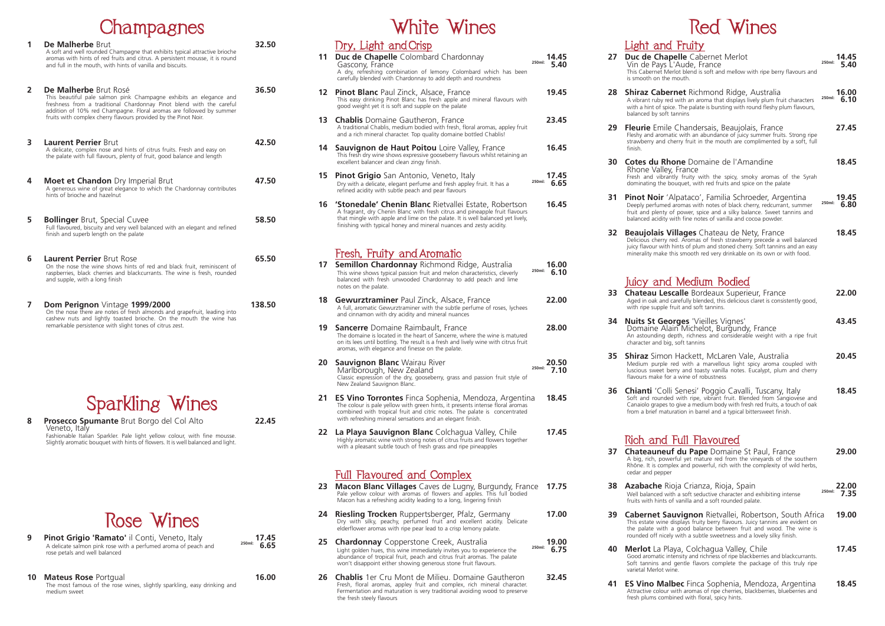# Champagnes

**1 De Malherbe** Brut — **32.50**
A soft and well rounded Champagne that exhibits typical attractive brioche aromas with hints of red fruits and citrus. A persistent mousse, it is round and full in the mouth, with hints of vanilla and biscuits.

**2 De Malherbe** Brut Rosé — **36.50**
This beautiful pale salmon pink Champagne exhibits an elegance and freshness from a traditional Chardonnay Pinot blend with the careful addition of 10% red Champagne. Floral aromas are followed by summer fruits with complex cherry flavours provided by the Pinot Noir.

**3 Laurent Perrier** Brut — **42.50**
A delicate, complex nose and hints of citrus fruits. Fresh and easy on the palate with full flavours, plenty of fruit, good balance and length

**4 Moet et Chandon** Dry Imperial Brut — **47.50**
A generous wine of great elegance to which the Chardonnay contributes hints of brioche and hazelnut

**5 Bollinger** Brut, Special Cuvee — **58.50**
Full flavoured, biscuity and very well balanced with an elegant and refined finish and superb length on the palate

**6 Laurent Perrier** Brut Rose — **65.50**
On the nose the wine shows hints of red and black fruit, reminiscent of raspberries, black cherries and blackcurrants. The wine is fresh, rounded and supple, with a long finish

**7 Dom Perignon** Vintage **1999/2000** — **138.50**
On the nose there are notes of fresh almonds and grapefruit, leading into cashew nuts and lightly toasted brioche. On the mouth the wine has remarkable persistence with slight tones of citrus zest.

# Sparkling Wines

**8 Prosecco Spumante** Brut Borgo del Col Alto Veneto, Italy — **22.45**
Fashionable Italian Sparkler. Pale light yellow colour, with fine mousse. Slightly aromatic bouquet with hints of flowers. It is well balanced and light.

# Rose Wines

**9 Pinot Grigio 'Ramato'** il Conti, Veneto, Italy — **17.45** / 250ml: **6.65**
A delicate salmon pink rose with a perfumed aroma of peach and rose petals and well balanced

**10 Mateus Rose** Portgual — **16.00**
The most famous of the rose wines, slightly sparkling, easy drinking and medium sweet

# White Wines

## Dry, Light and Crisp

**11 Duc de Chapelle** Colombard Chardonnay Gascony, France — **14.45** / 250ml: **5.40**
A dry, refreshing combination of lemony Colombard which has been carefully blended with Chardonnay to add depth and roundness

**12 Pinot Blanc** Paul Zinck, Alsace, France — **19.45**
This easy drinking Pinot Blanc has fresh apple and mineral flavours with good weight yet it is soft and supple on the palate

**13 Chablis** Domaine Gautheron, France — **23.45**
A traditional Chablis, medium bodied with fresh, floral aromas, appley fruit and a rich mineral character. Top quality domaine bottled Chablis!

**14 Sauvignon de Haut Poitou** Loire Valley, France — **16.45**
This fresh dry wine shows expressive gooseberry flavours whilst retaining an excellent balancer and clean zingy finish.

**15 Pinot Grigio** San Antonio, Veneto, Italy — **17.45** / 250ml: **6.65**
Dry with a delicate, elegant perfume and fresh appley fruit. It has a refined acidity with subtle peach and pear flavours

**16 'Stonedale' Chenin Blanc** Rietvallei Estate, Robertson — **16.45**
A fragrant, dry Chenin Blanc with fresh citrus and pineapple fruit flavours that mingle with apple and lime on the palate. It is well balanced yet lively, finishing with typical honey and mineral nuances and zesty acidity.

## Fresh, Fruity and Aromatic

**17 Semillon Chardonnay** Richmond Ridge, Australia — **16.00** / 250ml: **6.10**
This wine shows typical passion fruit and melon characteristics, cleverly balanced with fresh unwooded Chardonnay to add peach and lime notes on the palate.

**18 Gewurztraminer** Paul Zinck, Alsace, France — **22.00**
A full, aromatic Gewurztraminer with the subtle perfume of roses, lychees and cinnamon with dry acidity and mineral nuances

**19 Sancerre** Domaine Raimbault, France — **28.00**
The domaine is located in the heart of Sancerre, where the wine is matured on its lees until bottling. The result is a fresh and lively wine with citrus fruit aromas, with elegance and finesse on the palate.

**20 Sauvignon Blanc** Wairau River Marlborough, New Zealand — **20.50** / 250ml: **7.10**
Classic expression of the dry, gooseberry, grass and passion fruit style of New Zealand Sauvignon Blanc.

**21 ES Vino Torrontes** Finca Sophenia, Mendoza, Argentina — **18.45**
The colour is pale yellow with green hints, it presents intense floral aromas combined with tropical fruit and citric notes. The palate is concentrated with refreshing mineral sensations and an elegant finish.

**22 La Playa Sauvignon Blanc** Colchagua Valley, Chile — **17.45**
Highly aromatic wine with strong notes of citrus fruits and flowers together with a pleasant subtle touch of fresh grass and ripe pineapples

## Full Flavoured and Complex

**23 Macon Blanc Villages** Caves de Lugny, Burgundy, France — **17.75**
Pale yellow colour with aromas of flowers and apples. This full bodied Macon has a refreshing acidity leading to a long, lingering finish

**24 Riesling Trocken** Ruppertsberger, Pfalz, Germany — **17.00**
Dry with silky, peachy, perfumed fruit and excellent acidity. Delicate elderflower aromas with ripe pear lead to a crisp lemony palate.

**25 Chardonnay** Copperstone Creek, Australia — **19.00** / 250ml: **6.75**
Light golden hues, this wine immediately invites you to experience the abundance of tropical fruit, peach and citrus fruit aromas. The palate won't disappoint either showing generous stone fruit flavours.

**26 Chablis** 1er Cru Mont de Milieu. Domaine Gautheron — **32.45**
Fresh, floral aromas, appley fruit and complex, rich mineral character. Fermentation and maturation is very traditional avoiding wood to preserve the fresh steely flavours

# Red Wines

## Light and Fruity

**27 Duc de Chapelle** Cabernet Merlot Vin de Pays L'Aude, France — **14.45** / 250ml: **5.40**
This Cabernet Merlot blend is soft and mellow with ripe berry flavours and is smooth on the mouth.

**28 Shiraz Cabernet** Richmond Ridge, Australia — **16.00** / 250ml: **6.10**
A vibrant ruby red with an aroma that displays lively plum fruit characters with a hint of spice. The palate is bursting with round fleshy plum flavours, balanced by soft tannins

**29 Fleurie** Emile Chandersais, Beaujolais, France — **27.45**
Fleshy and aromatic with an abundance of juicy summer fruits. Strong ripe strawberry and cherry fruit in the mouth are complimented by a soft, full finish.

**30 Cotes du Rhone** Domaine de l'Amandine Rhone Valley, France — **18.45**
Fresh and vibrantly fruity with the spicy, smoky aromas of the Syrah dominating the bouquet, with red fruits and spice on the palate

**31 Pinot Noir** 'Alpataco', Familia Schroeder, Argentina — **19.45** / 250ml: **6.80**
Deeply perfumed aromas with notes of black cherry, redcurrant, summer fruit and plenty of power, spice and a silky balance. Sweet tannins and balanced acidity with fine notes of vanilla and cocoa powder.

**32 Beaujolais Villages** Chateau de Nety, France — **18.45**
Delicious cherry red. Aromas of fresh strawberry precede a well balanced juicy flavour with hints of plum and stoned cherry. Soft tannins and an easy minerality make this smooth red very drinkable on its own or with food.

## Juicy and Medium Bodied

**33 Chateau Lescalle** Bordeaux Superieur, France — **22.00**
Aged in oak and carefully blended, this delicious claret is consistently good, with ripe supple fruit and soft tannins.

**34 Nuits St Georges** 'Vieilles Vignes' Domaine Alain Michelot, Burgundy, France — **43.45**
An astounding depth, richness and considerable weight with a ripe fruit character and big, soft tannins

**35 Shiraz** Simon Hackett, McLaren Vale, Australia — **20.45**
Medium purple red with a marvellous light spicy aroma coupled with luscious sweet berry and toasty vanilla notes. Eucalypt, plum and cherry flavours make for a wine of robustness

**36 Chianti** 'Colli Senesi' Poggio Cavalli, Tuscany, Italy — **18.45**
Soft and rounded with ripe, vibrant fruit. Blended from Sangiovese and Canaiolo grapes to give a medium body with fresh red fruits, a touch of oak from a brief maturation in barrel and a typical bittersweet finish.

## Rich and Full Flavoured

**37 Chateauneuf du Pape** Domaine St Paul, France — **29.00**
A big, rich, powerful yet mature red from the vineyards of the southern Rhône. It is complex and powerful, rich with the complexity of wild herbs, cedar and pepper

**38 Azabache** Rioja Crianza, Rioja, Spain — **22.00** / 250ml: **7.35**
Well balanced with a soft seductive character and exhibiting intense fruits with hints of vanilla and a soft rounded palate.

**39 Cabernet Sauvignon** Rietvallei, Robertson, South Africa — **19.00**
This estate wine displays fruity berry flavours. Juicy tannins are evident on the palate with a good balance between fruit and wood. The wine is rounded off nicely with a subtle sweetness and a lovely silky finish.

**40 Merlot** La Playa, Colchagua Valley, Chile — **17.45**
Good aromatic intensity and richness of ripe blackberries and blackcurrants. Soft tannins and gentle flavors complete the package of this truly ripe varietal Merlot wine.

**41 ES Vino Malbec** Finca Sophenia, Mendoza, Argentina — **18.45**
Attractive colour with aromas of ripe cherries, blackberries, blueberries and fresh plums combined with floral, spicy hints.